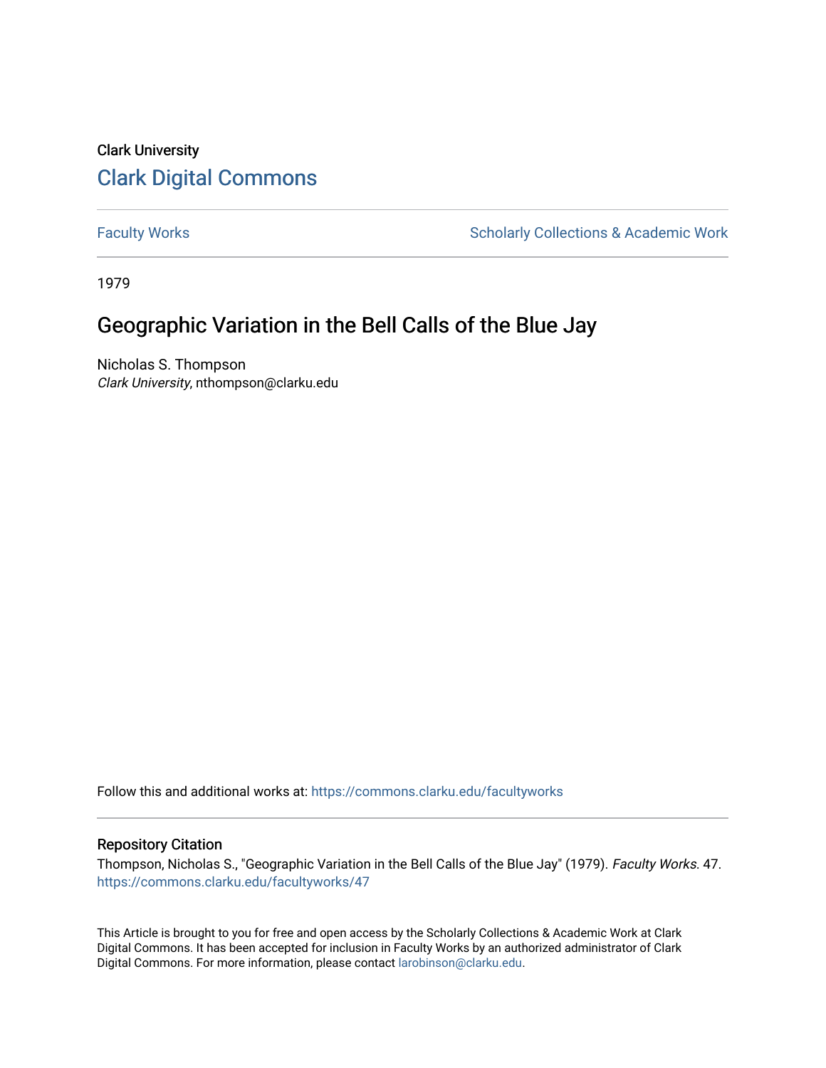Clark University

# Clark Digital Commons

Faculty Works | Scholarly Collections & Academic Work

1979

## Geographic Variation in the Bell Calls of the Blue Jay

Nicholas S. Thompson
*Clark University*, nthompson@clarku.edu

Follow this and additional works at: https://commons.clarku.edu/facultyworks

### Repository Citation

Thompson, Nicholas S., "Geographic Variation in the Bell Calls of the Blue Jay" (1979). *Faculty Works*. 47.
https://commons.clarku.edu/facultyworks/47

This Article is brought to you for free and open access by the Scholarly Collections & Academic Work at Clark Digital Commons. It has been accepted for inclusion in Faculty Works by an authorized administrator of Clark Digital Commons. For more information, please contact larobinson@clarku.edu.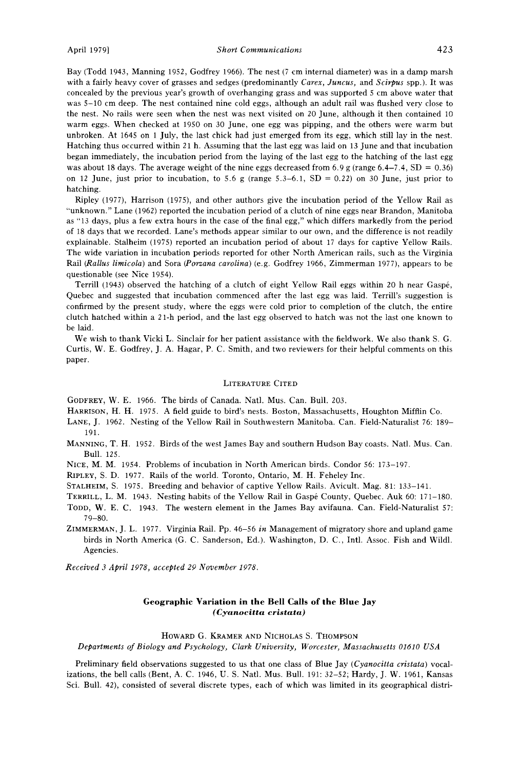Bay (Todd 1943, Manning 1952, Godfrey 1966). The nest (7 cm internal diameter) was in a damp marsh with a fairly heavy cover of grasses and sedges (predominantly *Carex*, *Juncus*, and *Scirpus* spp.). It was concealed by the previous year's growth of overhanging grass and was supported 5 cm above water that was 5–10 cm deep. The nest contained nine cold eggs, although an adult rail was flushed very close to the nest. No rails were seen when the nest was next visited on 20 June, although it then contained 10 warm eggs. When checked at 1950 on 30 June, one egg was pipping, and the others were warm but unbroken. At 1645 on 1 July, the last chick had just emerged from its egg, which still lay in the nest. Hatching thus occurred within 21 h. Assuming that the last egg was laid on 13 June and that incubation began immediately, the incubation period from the laying of the last egg to the hatching of the last egg was about 18 days. The average weight of the nine eggs decreased from 6.9 g (range 6.4–7.4, SD = 0.36) on 12 June, just prior to incubation, to 5.6 g (range 5.3–6.1, SD = 0.22) on 30 June, just prior to hatching.

Ripley (1977), Harrison (1975), and other authors give the incubation period of the Yellow Rail as "unknown." Lane (1962) reported the incubation period of a clutch of nine eggs near Brandon, Manitoba as "13 days, plus a few extra hours in the case of the final egg," which differs markedly from the period of 18 days that we recorded. Lane's methods appear similar to our own, and the difference is not readily explainable. Stalheim (1975) reported an incubation period of about 17 days for captive Yellow Rails. The wide variation in incubation periods reported for other North American rails, such as the Virginia Rail (*Rallus limicola*) and Sora (*Porzana carolina*) (e.g. Godfrey 1966, Zimmerman 1977), appears to be questionable (see Nice 1954).

Terrill (1943) observed the hatching of a clutch of eight Yellow Rail eggs within 20 h near Gaspé, Quebec and suggested that incubation commenced after the last egg was laid. Terrill's suggestion is confirmed by the present study, where the eggs were cold prior to completion of the clutch, the entire clutch hatched within a 21-h period, and the last egg observed to hatch was not the last one known to be laid.

We wish to thank Vicki L. Sinclair for her patient assistance with the fieldwork. We also thank S. G. Curtis, W. E. Godfrey, J. A. Hagar, P. C. Smith, and two reviewers for their helpful comments on this paper.

### Literature Cited

Godfrey, W. E. 1966. The birds of Canada. Natl. Mus. Can. Bull. 203.

Harrison, H. H. 1975. A field guide to bird's nests. Boston, Massachusetts, Houghton Mifflin Co.

Lane, J. 1962. Nesting of the Yellow Rail in Southwestern Manitoba. Can. Field-Naturalist 76: 189–191.

Manning, T. H. 1952. Birds of the west James Bay and southern Hudson Bay coasts. Natl. Mus. Can. Bull. 125.

Nice, M. M. 1954. Problems of incubation in North American birds. Condor 56: 173–197.

Ripley, S. D. 1977. Rails of the world. Toronto, Ontario, M. H. Feheley Inc.

Stalheim, S. 1975. Breeding and behavior of captive Yellow Rails. Avicult. Mag. 81: 133–141.

Terrill, L. M. 1943. Nesting habits of the Yellow Rail in Gaspé County, Quebec. Auk 60: 171–180.

Todd, W. E. C. 1943. The western element in the James Bay avifauna. Can. Field-Naturalist 57: 79–80.

Zimmerman, J. L. 1977. Virginia Rail. Pp. 46–56 *in* Management of migratory shore and upland game birds in North America (G. C. Sanderson, Ed.). Washington, D. C., Intl. Assoc. Fish and Wildl. Agencies.

*Received 3 April 1978, accepted 29 November 1978.*

## Geographic Variation in the Bell Calls of the Blue Jay (*Cyanocitta cristata*)

Howard G. Kramer and Nicholas S. Thompson

*Departments of Biology and Psychology, Clark University, Worcester, Massachusetts 01610 USA*

Preliminary field observations suggested to us that one class of Blue Jay (*Cyanocitta cristata*) vocalizations, the bell calls (Bent, A. C. 1946, U. S. Natl. Mus. Bull. 191: 32–52; Hardy, J. W. 1961, Kansas Sci. Bull. 42), consisted of several discrete types, each of which was limited in its geographical distri-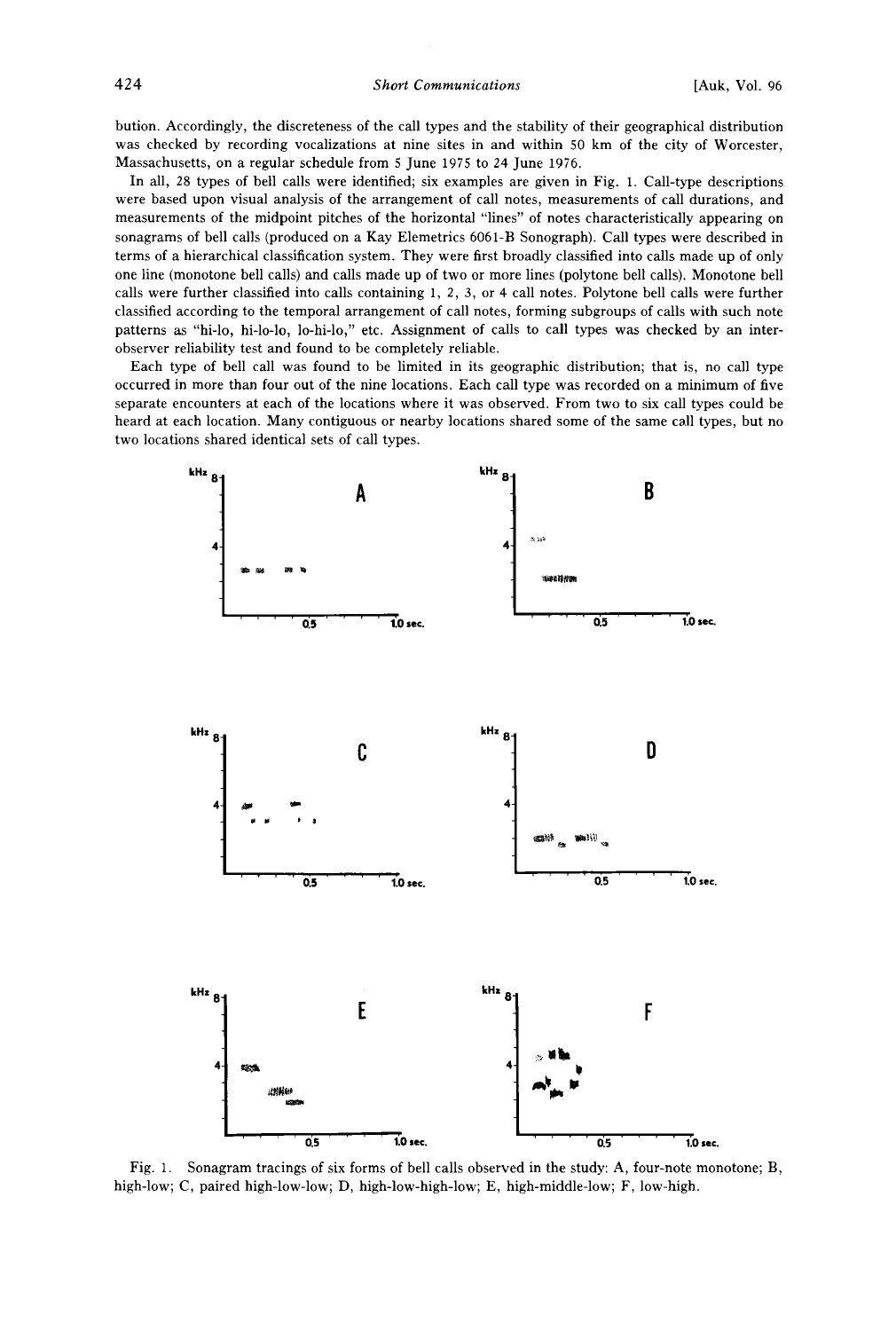bution. Accordingly, the discreteness of the call types and the stability of their geographical distribution was checked by recording vocalizations at nine sites in and within 50 km of the city of Worcester, Massachusetts, on a regular schedule from 5 June 1975 to 24 June 1976.

In all, 28 types of bell calls were identified; six examples are given in Fig. 1. Call-type descriptions were based upon visual analysis of the arrangement of call notes, measurements of call durations, and measurements of the midpoint pitches of the horizontal "lines" of notes characteristically appearing on sonagrams of bell calls (produced on a Kay Elemetrics 6061-B Sonograph). Call types were described in terms of a hierarchical classification system. They were first broadly classified into calls made up of only one line (monotone bell calls) and calls made up of two or more lines (polytone bell calls). Monotone bell calls were further classified into calls containing 1, 2, 3, or 4 call notes. Polytone bell calls were further classified according to the temporal arrangement of call notes, forming subgroups of calls with such note patterns as "hi-lo, hi-lo-lo, lo-hi-lo," etc. Assignment of calls to call types was checked by an inter-observer reliability test and found to be completely reliable.

Each type of bell call was found to be limited in its geographic distribution; that is, no call type occurred in more than four out of the nine locations. Each call type was recorded on a minimum of five separate encounters at each of the locations where it was observed. From two to six call types could be heard at each location. Many contiguous or nearby locations shared some of the same call types, but no two locations shared identical sets of call types.

Fig. 1. Sonagram tracings of six forms of bell calls observed in the study: A, four-note monotone; B, high-low; C, paired high-low-low; D, high-low-high-low; E, high-middle-low; F, low-high.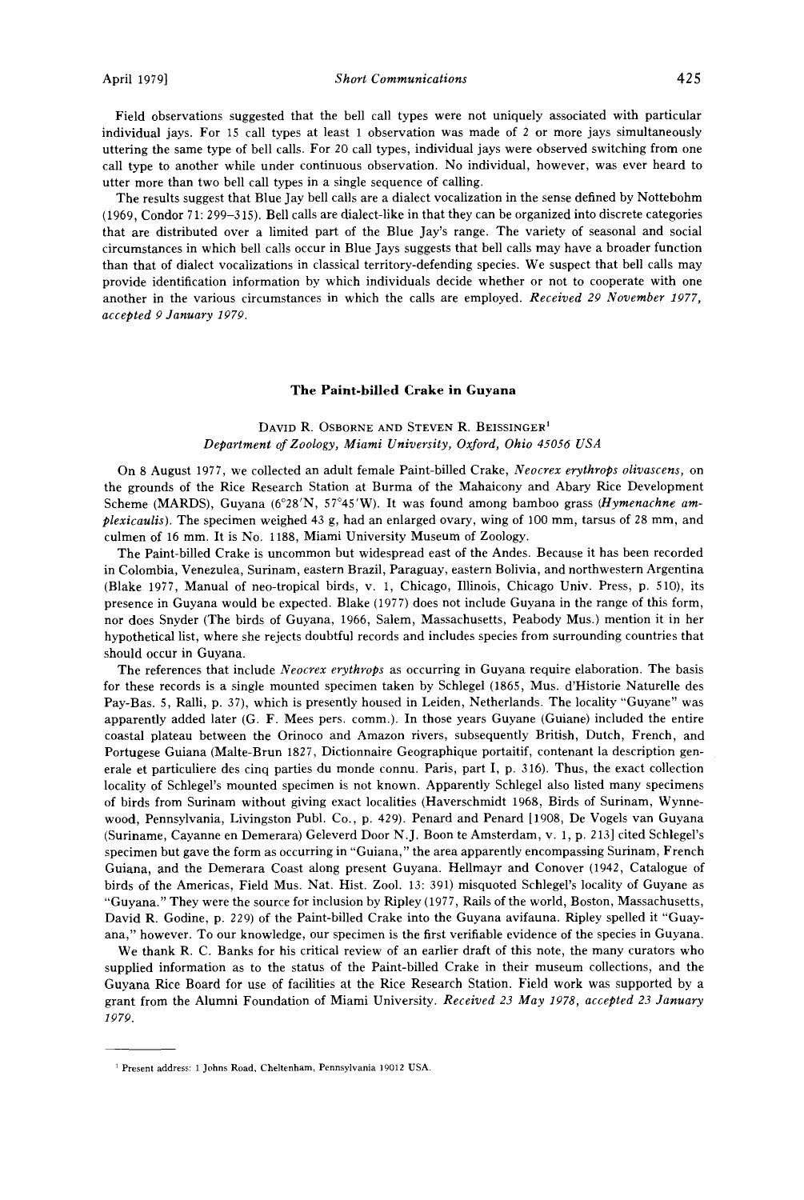Field observations suggested that the bell call types were not uniquely associated with particular individual jays. For 15 call types at least 1 observation was made of 2 or more jays simultaneously uttering the same type of bell calls. For 20 call types, individual jays were observed switching from one call type to another while under continuous observation. No individual, however, was ever heard to utter more than two bell call types in a single sequence of calling.

The results suggest that Blue Jay bell calls are a dialect vocalization in the sense defined by Nottebohm (1969, Condor 71: 299–315). Bell calls are dialect-like in that they can be organized into discrete categories that are distributed over a limited part of the Blue Jay's range. The variety of seasonal and social circumstances in which bell calls occur in Blue Jays suggests that bell calls may have a broader function than that of dialect vocalizations in classical territory-defending species. We suspect that bell calls may provide identification information by which individuals decide whether or not to cooperate with one another in the various circumstances in which the calls are employed. *Received 29 November 1977, accepted 9 January 1979.*

## The Paint-billed Crake in Guyana

DAVID R. OSBORNE AND STEVEN R. BEISSINGER[1]
*Department of Zoology, Miami University, Oxford, Ohio 45056 USA*

On 8 August 1977, we collected an adult female Paint-billed Crake, *Neocrex erythrops olivascens*, on the grounds of the Rice Research Station at Burma of the Mahaicony and Abary Rice Development Scheme (MARDS), Guyana (6°28′N, 57°45′W). It was found among bamboo grass (*Hymenachne amplexicaulis*). The specimen weighed 43 g, had an enlarged ovary, wing of 100 mm, tarsus of 28 mm, and culmen of 16 mm. It is No. 1188, Miami University Museum of Zoology.

The Paint-billed Crake is uncommon but widespread east of the Andes. Because it has been recorded in Colombia, Venezulea, Surinam, eastern Brazil, Paraguay, eastern Bolivia, and northwestern Argentina (Blake 1977, Manual of neo-tropical birds, v. 1, Chicago, Illinois, Chicago Univ. Press, p. 510), its presence in Guyana would be expected. Blake (1977) does not include Guyana in the range of this form, nor does Snyder (The birds of Guyana, 1966, Salem, Massachusetts, Peabody Mus.) mention it in her hypothetical list, where she rejects doubtful records and includes species from surrounding countries that should occur in Guyana.

The references that include *Neocrex erythrops* as occurring in Guyana require elaboration. The basis for these records is a single mounted specimen taken by Schlegel (1865, Mus. d'Historie Naturelle des Pay-Bas. 5, Ralli, p. 37), which is presently housed in Leiden, Netherlands. The locality "Guyane" was apparently added later (G. F. Mees pers. comm.). In those years Guyane (Guiane) included the entire coastal plateau between the Orinoco and Amazon rivers, subsequently British, Dutch, French, and Portugese Guiana (Malte-Brun 1827, Dictionnaire Geographique portaitif, contenant la description generale et particuliere des cinq parties du monde connu. Paris, part I, p. 316). Thus, the exact collection locality of Schlegel's mounted specimen is not known. Apparently Schlegel also listed many specimens of birds from Surinam without giving exact localities (Haverschmidt 1968, Birds of Surinam, Wynnewood, Pennsylvania, Livingston Publ. Co., p. 429). Penard and Penard [1908, De Vogels van Guyana (Suriname, Cayanne en Demerara) Geleverd Door N.J. Boon te Amsterdam, v. 1, p. 213] cited Schlegel's specimen but gave the form as occurring in "Guiana," the area apparently encompassing Surinam, French Guiana, and the Demerara Coast along present Guyana. Hellmayr and Conover (1942, Catalogue of birds of the Americas, Field Mus. Nat. Hist. Zool. 13: 391) misquoted Schlegel's locality of Guyane as "Guyana." They were the source for inclusion by Ripley (1977, Rails of the world, Boston, Massachusetts, David R. Godine, p. 229) of the Paint-billed Crake into the Guyana avifauna. Ripley spelled it "Guayana," however. To our knowledge, our specimen is the first verifiable evidence of the species in Guyana.

We thank R. C. Banks for his critical review of an earlier draft of this note, the many curators who supplied information as to the status of the Paint-billed Crake in their museum collections, and the Guyana Rice Board for use of facilities at the Rice Research Station. Field work was supported by a grant from the Alumni Foundation of Miami University. *Received 23 May 1978, accepted 23 January 1979.*

---

[1] Present address: 1 Johns Road, Cheltenham, Pennsylvania 19012 USA.